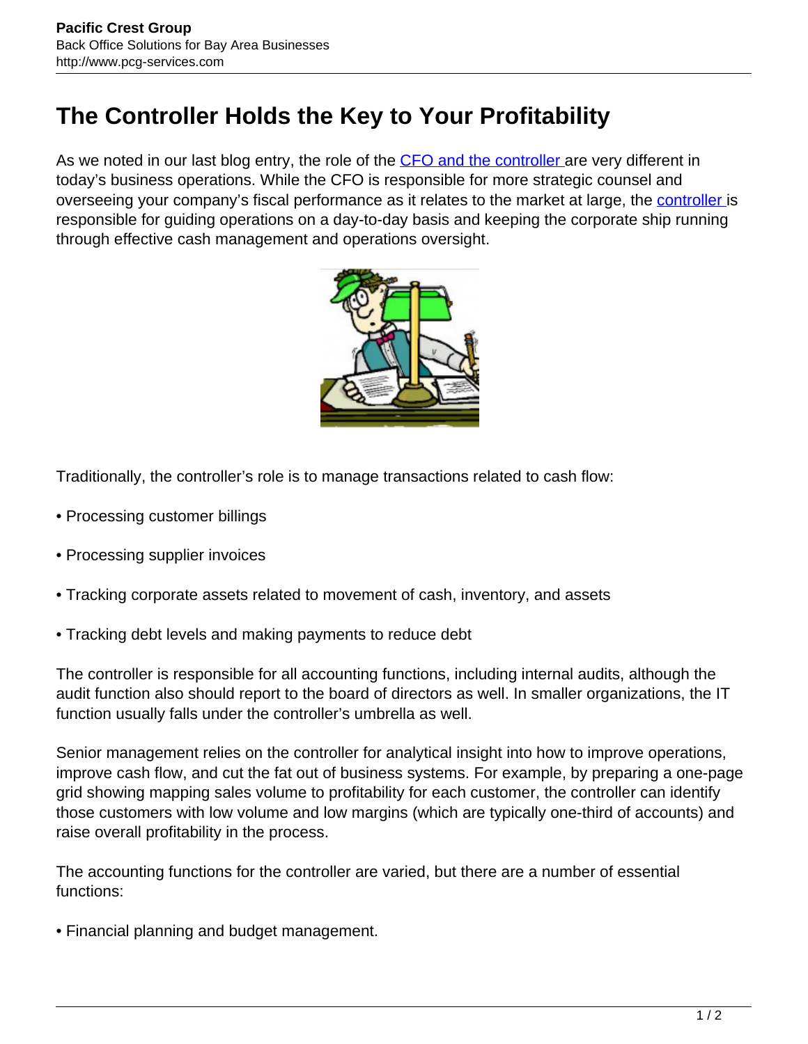# The Controller Holds the Key to Your Profitability

As we noted in our last blog entry, the role of the CFO and the controller are very different in today's business operations. While the CFO is responsible for more strategic counsel and overseeing your company's fiscal performance as it relates to the market at large, the controller is responsible for guiding operations on a day-to-day basis and keeping the corporate ship running through effective cash management and operations oversight.

Traditionally, the controller's role is to manage transactions related to cash flow:

- Processing customer billings
- Processing supplier invoices
- Tracking corporate assets related to movement of cash, inventory, and assets
- Tracking debt levels and making payments to reduce debt

The controller is responsible for all accounting functions, including internal audits, although the audit function also should report to the board of directors as well. In smaller organizations, the IT function usually falls under the controller's umbrella as well.

Senior management relies on the controller for analytical insight into how to improve operations, improve cash flow, and cut the fat out of business systems. For example, by preparing a one-page grid showing mapping sales volume to profitability for each customer, the controller can identify those customers with low volume and low margins (which are typically one-third of accounts) and raise overall profitability in the process.

The accounting functions for the controller are varied, but there are a number of essential functions:

- Financial planning and budget management.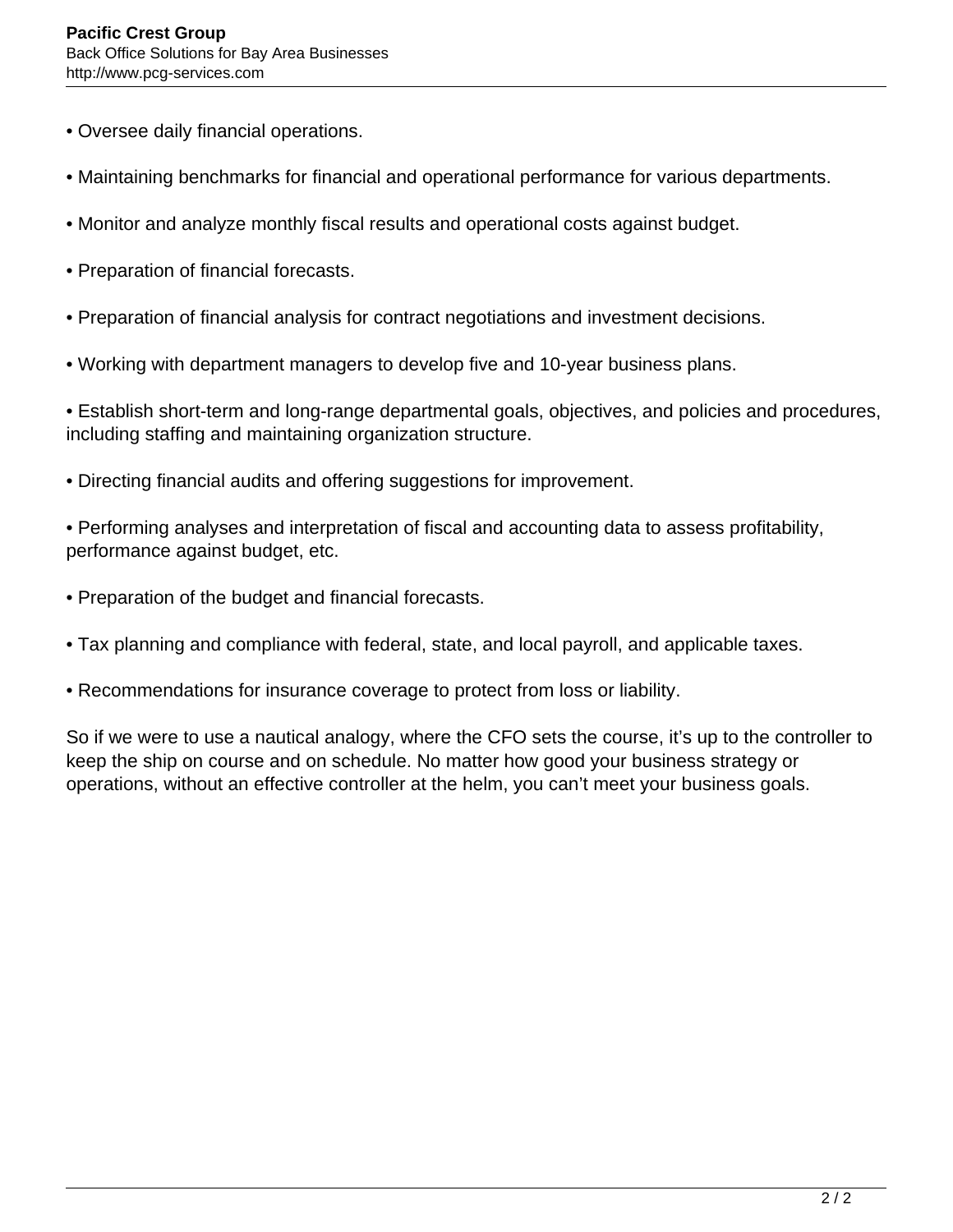- Oversee daily financial operations.
- Maintaining benchmarks for financial and operational performance for various departments.
- Monitor and analyze monthly fiscal results and operational costs against budget.
- Preparation of financial forecasts.
- Preparation of financial analysis for contract negotiations and investment decisions.
- Working with department managers to develop five and 10-year business plans.
- Establish short-term and long-range departmental goals, objectives, and policies and procedures, including staffing and maintaining organization structure.
- Directing financial audits and offering suggestions for improvement.
- Performing analyses and interpretation of fiscal and accounting data to assess profitability, performance against budget, etc.
- Preparation of the budget and financial forecasts.
- Tax planning and compliance with federal, state, and local payroll, and applicable taxes.
- Recommendations for insurance coverage to protect from loss or liability.

So if we were to use a nautical analogy, where the CFO sets the course, it’s up to the controller to keep the ship on course and on schedule. No matter how good your business strategy or operations, without an effective controller at the helm, you can’t meet your business goals.